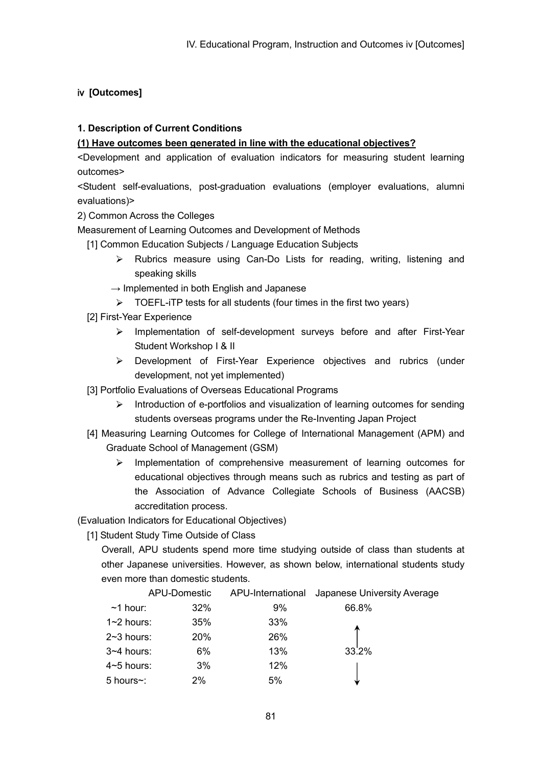## ⅳ [Outcomes]

### 1. Description of Current Conditions

**(1) Have outcomes been generated in line with the educational objectives?**

<Development and application of evaluation indicators for measuring student learning outcomes>

<Student self-evaluations, post-graduation evaluations (employer evaluations, alumni evaluations)>

2) Common Across the Colleges

Measurement of Learning Outcomes and Development of Methods

[1] Common Education Subjects / Language Education Subjects

- Rubrics measure using Can-Do Lists for reading, writing, listening and speaking skills

→ Implemented in both English and Japanese

- TOEFL-iTP tests for all students (four times in the first two years)

[2] First-Year Experience

- Implementation of self-development surveys before and after First-Year Student Workshop I & II
- Development of First-Year Experience objectives and rubrics (under development, not yet implemented)

[3] Portfolio Evaluations of Overseas Educational Programs

- Introduction of e-portfolios and visualization of learning outcomes for sending students overseas programs under the Re-Inventing Japan Project

[4] Measuring Learning Outcomes for College of International Management (APM) and Graduate School of Management (GSM)

- Implementation of comprehensive measurement of learning outcomes for educational objectives through means such as rubrics and testing as part of the Association of Advance Collegiate Schools of Business (AACSB) accreditation process.

(Evaluation Indicators for Educational Objectives)

[1] Student Study Time Outside of Class

Overall, APU students spend more time studying outside of class than students at other Japanese universities. However, as shown below, international students study even more than domestic students.

| | APU-Domestic | APU-International | Japanese University Average |
|---|---|---|---|
| ~1 hour: | 32% | 9% | 66.8% |
| 1~2 hours: | 35% | 33% | ↑ |
| 2~3 hours: | 20% | 26% | |
| 3~4 hours: | 6% | 13% | 33.2% |
| 4~5 hours: | 3% | 12% | |
| 5 hours~: | 2% | 5% | ↓ |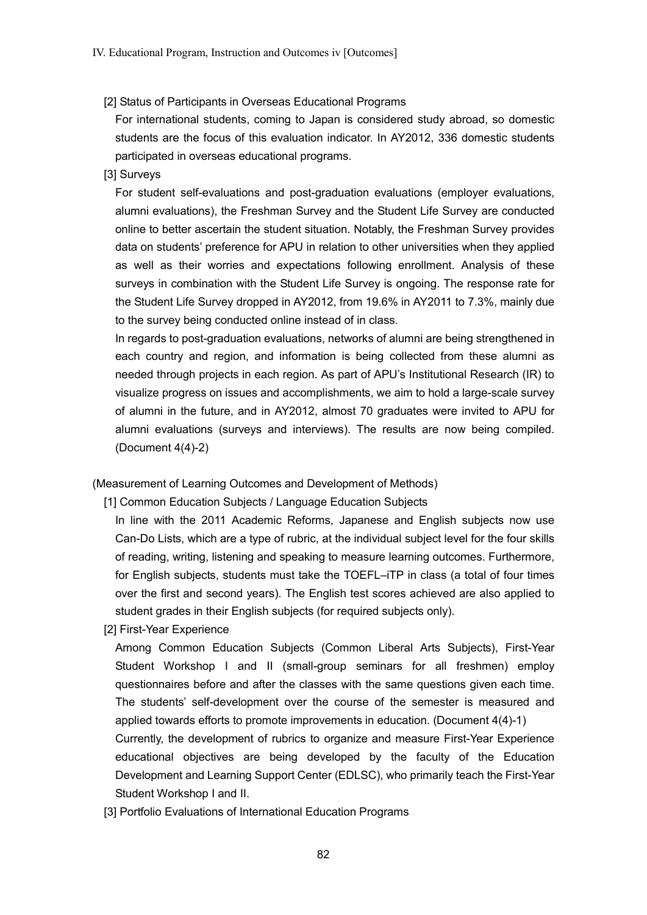[2] Status of Participants in Overseas Educational Programs

For international students, coming to Japan is considered study abroad, so domestic students are the focus of this evaluation indicator. In AY2012, 336 domestic students participated in overseas educational programs.

[3] Surveys

For student self-evaluations and post-graduation evaluations (employer evaluations, alumni evaluations), the Freshman Survey and the Student Life Survey are conducted online to better ascertain the student situation. Notably, the Freshman Survey provides data on students' preference for APU in relation to other universities when they applied as well as their worries and expectations following enrollment. Analysis of these surveys in combination with the Student Life Survey is ongoing. The response rate for the Student Life Survey dropped in AY2012, from 19.6% in AY2011 to 7.3%, mainly due to the survey being conducted online instead of in class.

In regards to post-graduation evaluations, networks of alumni are being strengthened in each country and region, and information is being collected from these alumni as needed through projects in each region. As part of APU's Institutional Research (IR) to visualize progress on issues and accomplishments, we aim to hold a large-scale survey of alumni in the future, and in AY2012, almost 70 graduates were invited to APU for alumni evaluations (surveys and interviews). The results are now being compiled. (Document 4(4)-2)

(Measurement of Learning Outcomes and Development of Methods)

[1] Common Education Subjects / Language Education Subjects

In line with the 2011 Academic Reforms, Japanese and English subjects now use Can-Do Lists, which are a type of rubric, at the individual subject level for the four skills of reading, writing, listening and speaking to measure learning outcomes. Furthermore, for English subjects, students must take the TOEFL–iTP in class (a total of four times over the first and second years). The English test scores achieved are also applied to student grades in their English subjects (for required subjects only).

[2] First-Year Experience

Among Common Education Subjects (Common Liberal Arts Subjects), First-Year Student Workshop I and II (small-group seminars for all freshmen) employ questionnaires before and after the classes with the same questions given each time. The students' self-development over the course of the semester is measured and applied towards efforts to promote improvements in education. (Document 4(4)-1)

Currently, the development of rubrics to organize and measure First-Year Experience educational objectives are being developed by the faculty of the Education Development and Learning Support Center (EDLSC), who primarily teach the First-Year Student Workshop I and II.

[3] Portfolio Evaluations of International Education Programs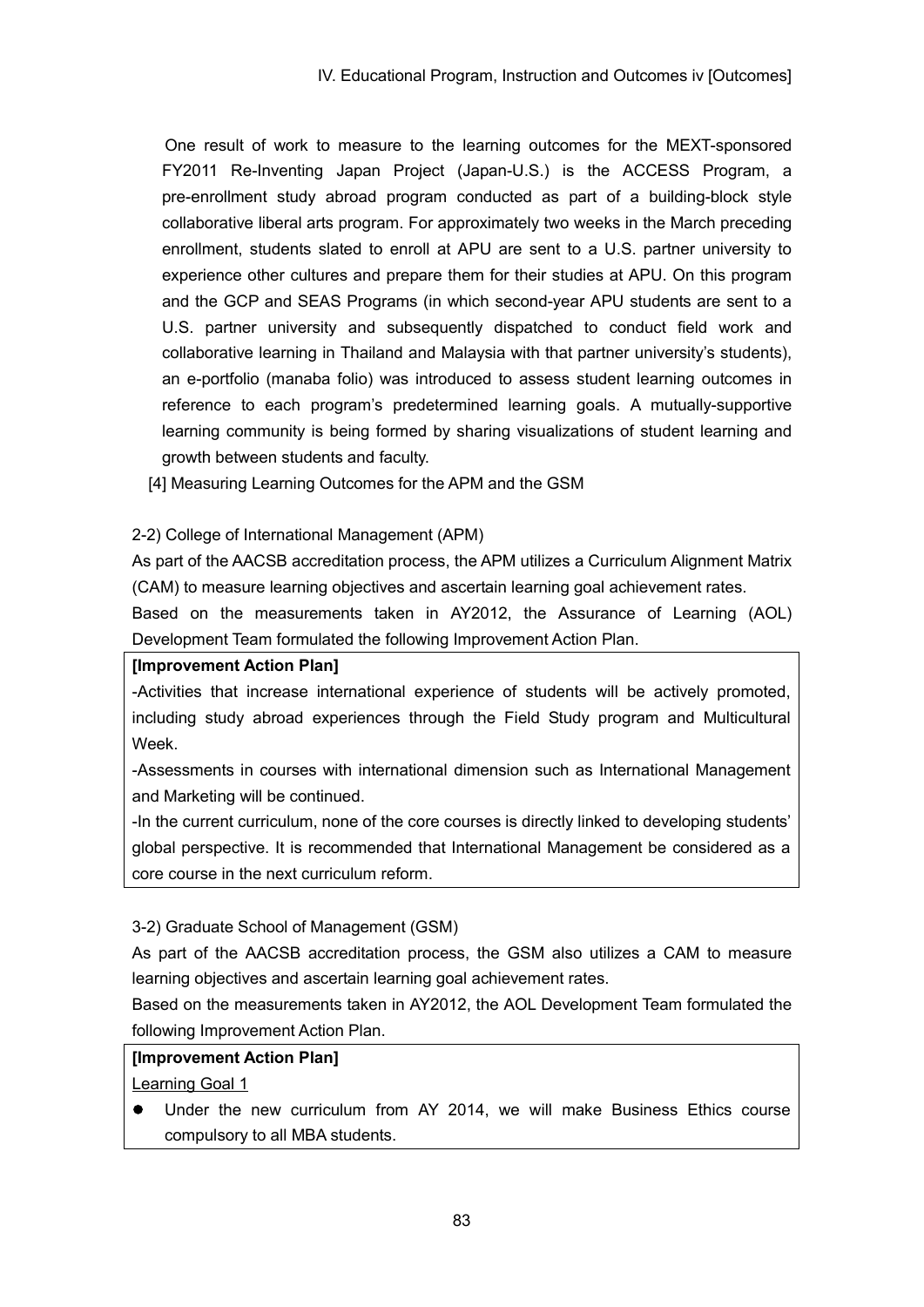One result of work to measure to the learning outcomes for the MEXT-sponsored FY2011 Re-Inventing Japan Project (Japan-U.S.) is the ACCESS Program, a pre-enrollment study abroad program conducted as part of a building-block style collaborative liberal arts program. For approximately two weeks in the March preceding enrollment, students slated to enroll at APU are sent to a U.S. partner university to experience other cultures and prepare them for their studies at APU. On this program and the GCP and SEAS Programs (in which second-year APU students are sent to a U.S. partner university and subsequently dispatched to conduct field work and collaborative learning in Thailand and Malaysia with that partner university's students), an e-portfolio (manaba folio) was introduced to assess student learning outcomes in reference to each program's predetermined learning goals. A mutually-supportive learning community is being formed by sharing visualizations of student learning and growth between students and faculty.

[4] Measuring Learning Outcomes for the APM and the GSM

2-2) College of International Management (APM)

As part of the AACSB accreditation process, the APM utilizes a Curriculum Alignment Matrix (CAM) to measure learning objectives and ascertain learning goal achievement rates.

Based on the measurements taken in AY2012, the Assurance of Learning (AOL) Development Team formulated the following Improvement Action Plan.

**[Improvement Action Plan]**

-Activities that increase international experience of students will be actively promoted, including study abroad experiences through the Field Study program and Multicultural Week.

-Assessments in courses with international dimension such as International Management and Marketing will be continued.

-In the current curriculum, none of the core courses is directly linked to developing students' global perspective. It is recommended that International Management be considered as a core course in the next curriculum reform.

3-2) Graduate School of Management (GSM)

As part of the AACSB accreditation process, the GSM also utilizes a CAM to measure learning objectives and ascertain learning goal achievement rates.

Based on the measurements taken in AY2012, the AOL Development Team formulated the following Improvement Action Plan.

**[Improvement Action Plan]**

<u>Learning Goal 1</u>

- Under the new curriculum from AY 2014, we will make Business Ethics course compulsory to all MBA students.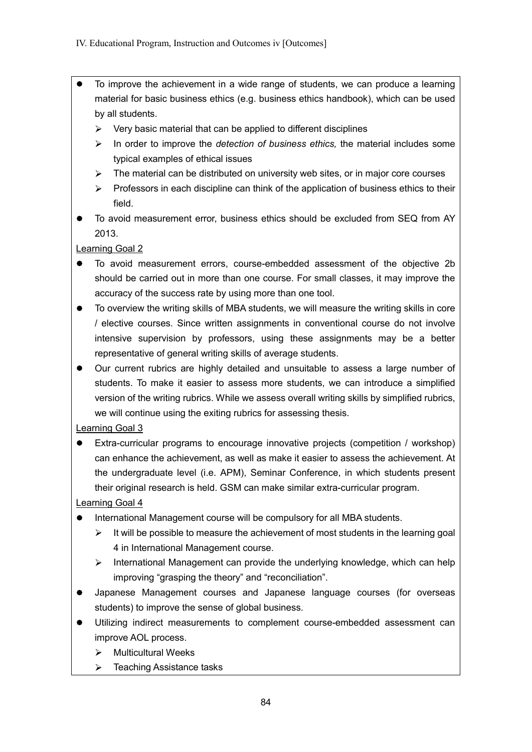- To improve the achievement in a wide range of students, we can produce a learning material for basic business ethics (e.g. business ethics handbook), which can be used by all students.
  - Very basic material that can be applied to different disciplines
  - In order to improve the *detection of business ethics,* the material includes some typical examples of ethical issues
  - The material can be distributed on university web sites, or in major core courses
  - Professors in each discipline can think of the application of business ethics to their field.
- To avoid measurement error, business ethics should be excluded from SEQ from AY 2013.

<u>Learning Goal 2</u>

- To avoid measurement errors, course-embedded assessment of the objective 2b should be carried out in more than one course. For small classes, it may improve the accuracy of the success rate by using more than one tool.
- To overview the writing skills of MBA students, we will measure the writing skills in core / elective courses. Since written assignments in conventional course do not involve intensive supervision by professors, using these assignments may be a better representative of general writing skills of average students.
- Our current rubrics are highly detailed and unsuitable to assess a large number of students. To make it easier to assess more students, we can introduce a simplified version of the writing rubrics. While we assess overall writing skills by simplified rubrics, we will continue using the exiting rubrics for assessing thesis.

<u>Learning Goal 3</u>

- Extra-curricular programs to encourage innovative projects (competition / workshop) can enhance the achievement, as well as make it easier to assess the achievement. At the undergraduate level (i.e. APM), Seminar Conference, in which students present their original research is held. GSM can make similar extra-curricular program.

<u>Learning Goal 4</u>

- International Management course will be compulsory for all MBA students.
  - It will be possible to measure the achievement of most students in the learning goal 4 in International Management course.
  - International Management can provide the underlying knowledge, which can help improving "grasping the theory" and "reconciliation".
- Japanese Management courses and Japanese language courses (for overseas students) to improve the sense of global business.
- Utilizing indirect measurements to complement course-embedded assessment can improve AOL process.
  - Multicultural Weeks
  - Teaching Assistance tasks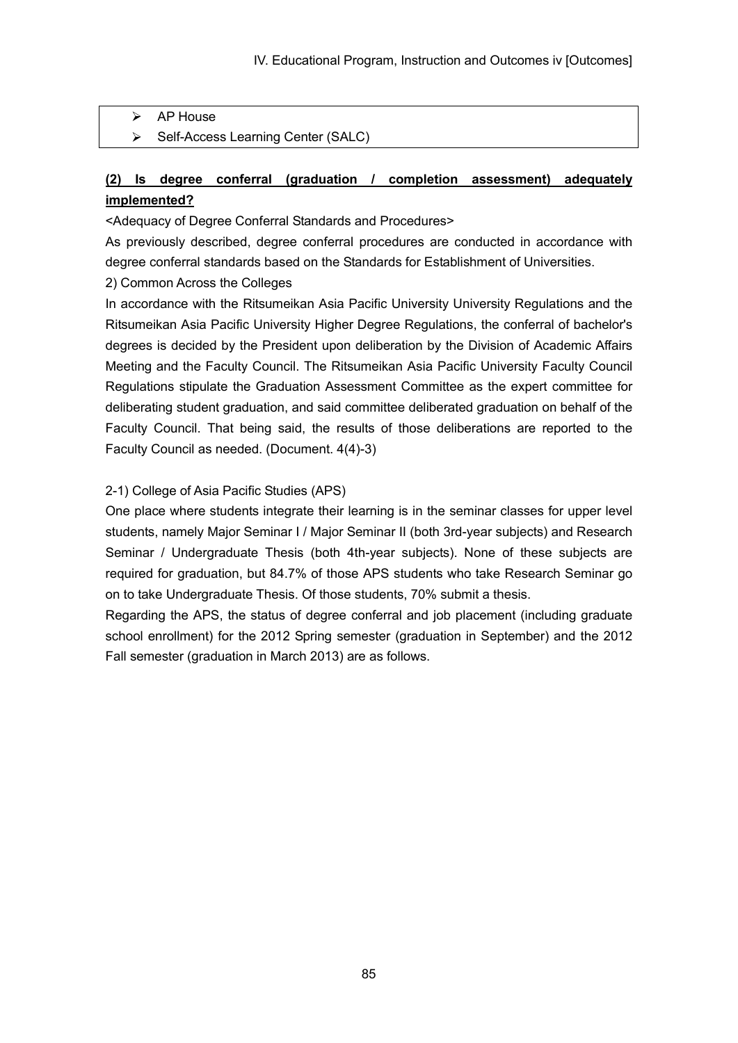- AP House
- Self-Access Learning Center (SALC)

**(2) Is degree conferral (graduation / completion assessment) adequately implemented?**

<Adequacy of Degree Conferral Standards and Procedures>

As previously described, degree conferral procedures are conducted in accordance with degree conferral standards based on the Standards for Establishment of Universities.

2) Common Across the Colleges

In accordance with the Ritsumeikan Asia Pacific University University Regulations and the Ritsumeikan Asia Pacific University Higher Degree Regulations, the conferral of bachelor's degrees is decided by the President upon deliberation by the Division of Academic Affairs Meeting and the Faculty Council. The Ritsumeikan Asia Pacific University Faculty Council Regulations stipulate the Graduation Assessment Committee as the expert committee for deliberating student graduation, and said committee deliberated graduation on behalf of the Faculty Council. That being said, the results of those deliberations are reported to the Faculty Council as needed. (Document. 4(4)-3)

2-1) College of Asia Pacific Studies (APS)

One place where students integrate their learning is in the seminar classes for upper level students, namely Major Seminar I / Major Seminar II (both 3rd-year subjects) and Research Seminar / Undergraduate Thesis (both 4th-year subjects). None of these subjects are required for graduation, but 84.7% of those APS students who take Research Seminar go on to take Undergraduate Thesis. Of those students, 70% submit a thesis.

Regarding the APS, the status of degree conferral and job placement (including graduate school enrollment) for the 2012 Spring semester (graduation in September) and the 2012 Fall semester (graduation in March 2013) are as follows.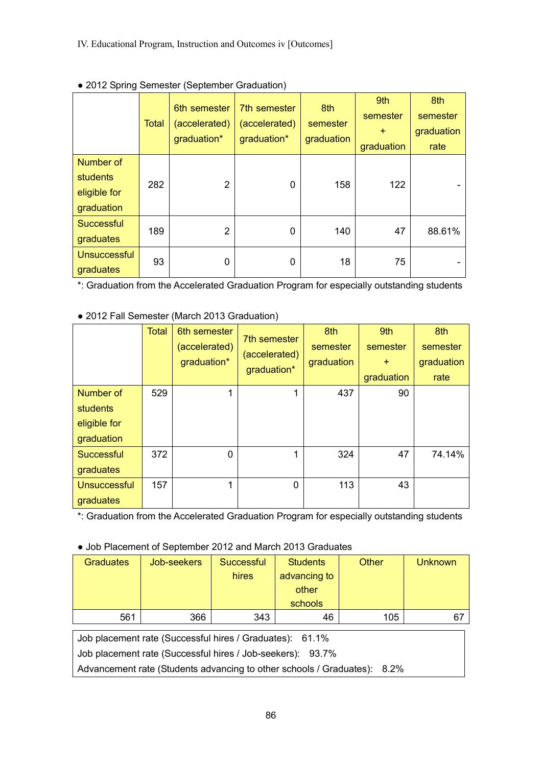● 2012 Spring Semester (September Graduation)

| | Total | 6th semester (accelerated) graduation* | 7th semester (accelerated) graduation* | 8th semester graduation | 9th semester + graduation | 8th semester graduation rate |
|---|---|---|---|---|---|---|
| Number of students eligible for graduation | 282 | 2 | 0 | 158 | 122 | - |
| Successful graduates | 189 | 2 | 0 | 140 | 47 | 88.61% |
| Unsuccessful graduates | 93 | 0 | 0 | 18 | 75 | - |

*: Graduation from the Accelerated Graduation Program for especially outstanding students

● 2012 Fall Semester (March 2013 Graduation)

| | Total | 6th semester (accelerated) graduation* | 7th semester (accelerated) graduation* | 8th semester graduation | 9th semester + graduation | 8th semester graduation rate |
|---|---|---|---|---|---|---|
| Number of students eligible for graduation | 529 | 1 | 1 | 437 | 90 | |
| Successful graduates | 372 | 0 | 1 | 324 | 47 | 74.14% |
| Unsuccessful graduates | 157 | 1 | 0 | 113 | 43 | |

*: Graduation from the Accelerated Graduation Program for especially outstanding students

● Job Placement of September 2012 and March 2013 Graduates

| Graduates | Job-seekers | Successful hires | Students advancing to other schools | Other | Unknown |
|---|---|---|---|---|---|
| 561 | 366 | 343 | 46 | 105 | 67 |

Job placement rate (Successful hires / Graduates): 61.1%
Job placement rate (Successful hires / Job-seekers): 93.7%
Advancement rate (Students advancing to other schools / Graduates): 8.2%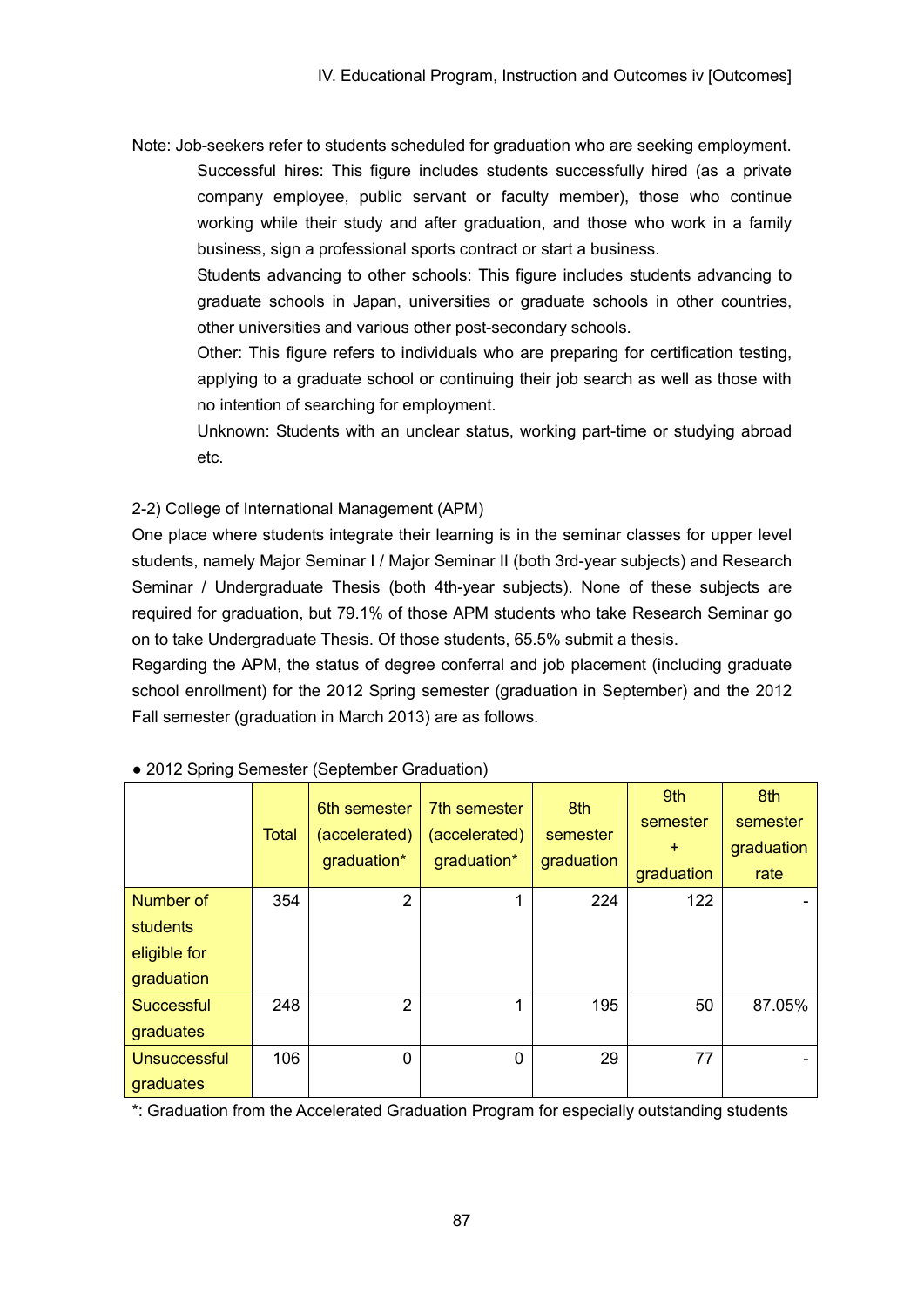Note: Job-seekers refer to students scheduled for graduation who are seeking employment.

Successful hires: This figure includes students successfully hired (as a private company employee, public servant or faculty member), those who continue working while their study and after graduation, and those who work in a family business, sign a professional sports contract or start a business.

Students advancing to other schools: This figure includes students advancing to graduate schools in Japan, universities or graduate schools in other countries, other universities and various other post-secondary schools.

Other: This figure refers to individuals who are preparing for certification testing, applying to a graduate school or continuing their job search as well as those with no intention of searching for employment.

Unknown: Students with an unclear status, working part-time or studying abroad etc.

2-2) College of International Management (APM)

One place where students integrate their learning is in the seminar classes for upper level students, namely Major Seminar I / Major Seminar II (both 3rd-year subjects) and Research Seminar / Undergraduate Thesis (both 4th-year subjects). None of these subjects are required for graduation, but 79.1% of those APM students who take Research Seminar go on to take Undergraduate Thesis. Of those students, 65.5% submit a thesis.

Regarding the APM, the status of degree conferral and job placement (including graduate school enrollment) for the 2012 Spring semester (graduation in September) and the 2012 Fall semester (graduation in March 2013) are as follows.

● 2012 Spring Semester (September Graduation)

| | Total | 6th semester (accelerated) graduation* | 7th semester (accelerated) graduation* | 8th semester graduation | 9th semester + graduation | 8th semester graduation rate |
|---|---|---|---|---|---|---|
| Number of students eligible for graduation | 354 | 2 | 1 | 224 | 122 | - |
| Successful graduates | 248 | 2 | 1 | 195 | 50 | 87.05% |
| Unsuccessful graduates | 106 | 0 | 0 | 29 | 77 | - |

*: Graduation from the Accelerated Graduation Program for especially outstanding students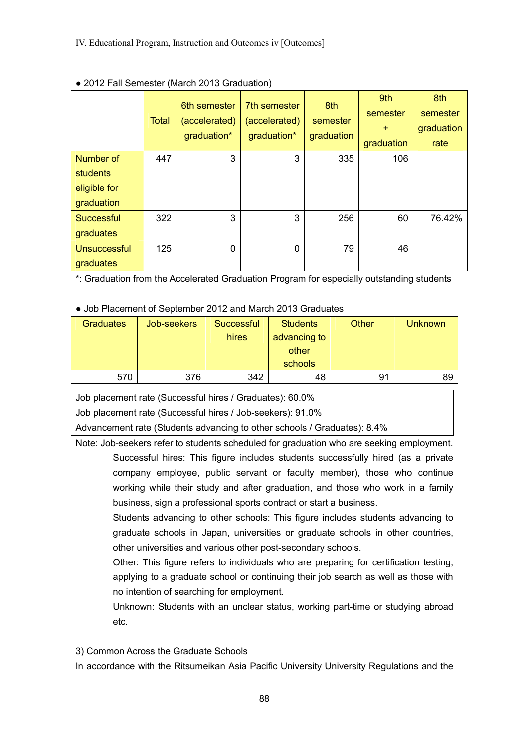● 2012 Fall Semester (March 2013 Graduation)

| | Total | 6th semester (accelerated) graduation* | 7th semester (accelerated) graduation* | 8th semester graduation | 9th semester + graduation | 8th semester graduation rate |
|---|---|---|---|---|---|---|
| Number of students eligible for graduation | 447 | 3 | 3 | 335 | 106 | |
| Successful graduates | 322 | 3 | 3 | 256 | 60 | 76.42% |
| Unsuccessful graduates | 125 | 0 | 0 | 79 | 46 | |

*: Graduation from the Accelerated Graduation Program for especially outstanding students

● Job Placement of September 2012 and March 2013 Graduates

| Graduates | Job-seekers | Successful hires | Students advancing to other schools | Other | Unknown |
|---|---|---|---|---|---|
| 570 | 376 | 342 | 48 | 91 | 89 |

Job placement rate (Successful hires / Graduates): 60.0%
Job placement rate (Successful hires / Job-seekers): 91.0%
Advancement rate (Students advancing to other schools / Graduates): 8.4%

Note: Job-seekers refer to students scheduled for graduation who are seeking employment.

Successful hires: This figure includes students successfully hired (as a private company employee, public servant or faculty member), those who continue working while their study and after graduation, and those who work in a family business, sign a professional sports contract or start a business.

Students advancing to other schools: This figure includes students advancing to graduate schools in Japan, universities or graduate schools in other countries, other universities and various other post-secondary schools.

Other: This figure refers to individuals who are preparing for certification testing, applying to a graduate school or continuing their job search as well as those with no intention of searching for employment.

Unknown: Students with an unclear status, working part-time or studying abroad etc.

3) Common Across the Graduate Schools

In accordance with the Ritsumeikan Asia Pacific University University Regulations and the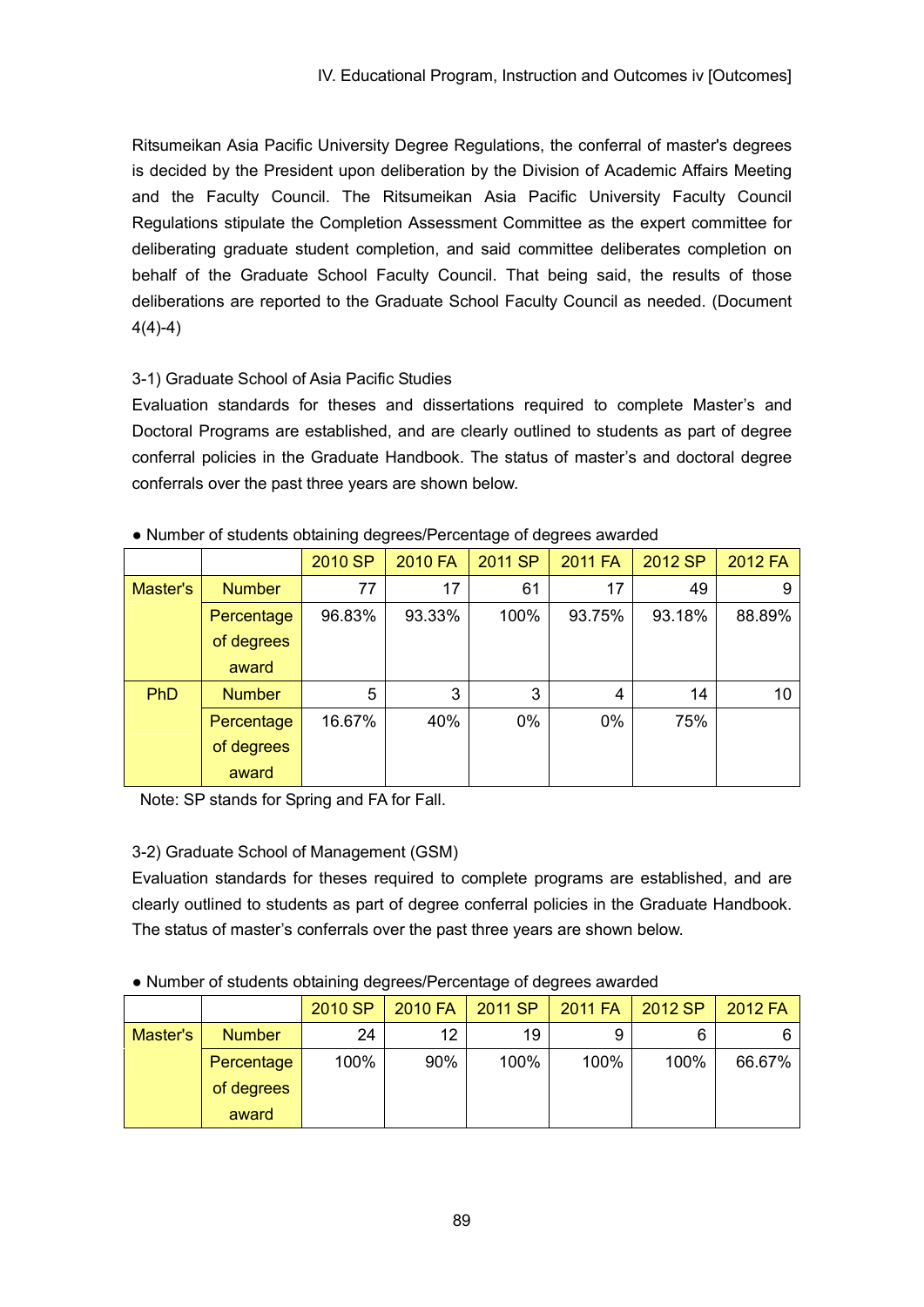Ritsumeikan Asia Pacific University Degree Regulations, the conferral of master's degrees is decided by the President upon deliberation by the Division of Academic Affairs Meeting and the Faculty Council. The Ritsumeikan Asia Pacific University Faculty Council Regulations stipulate the Completion Assessment Committee as the expert committee for deliberating graduate student completion, and said committee deliberates completion on behalf of the Graduate School Faculty Council. That being said, the results of those deliberations are reported to the Graduate School Faculty Council as needed. (Document 4(4)-4)

3-1) Graduate School of Asia Pacific Studies

Evaluation standards for theses and dissertations required to complete Master's and Doctoral Programs are established, and are clearly outlined to students as part of degree conferral policies in the Graduate Handbook. The status of master's and doctoral degree conferrals over the past three years are shown below.

● Number of students obtaining degrees/Percentage of degrees awarded

| | | 2010 SP | 2010 FA | 2011 SP | 2011 FA | 2012 SP | 2012 FA |
|---|---|---|---|---|---|---|---|
| Master's | Number | 77 | 17 | 61 | 17 | 49 | 9 |
| | Percentage of degrees award | 96.83% | 93.33% | 100% | 93.75% | 93.18% | 88.89% |
| PhD | Number | 5 | 3 | 3 | 4 | 14 | 10 |
| | Percentage of degrees award | 16.67% | 40% | 0% | 0% | 75% | |

Note: SP stands for Spring and FA for Fall.

3-2) Graduate School of Management (GSM)

Evaluation standards for theses required to complete programs are established, and are clearly outlined to students as part of degree conferral policies in the Graduate Handbook. The status of master's conferrals over the past three years are shown below.

● Number of students obtaining degrees/Percentage of degrees awarded

| | | 2010 SP | 2010 FA | 2011 SP | 2011 FA | 2012 SP | 2012 FA |
|---|---|---|---|---|---|---|---|
| Master's | Number | 24 | 12 | 19 | 9 | 6 | 6 |
| | Percentage of degrees award | 100% | 90% | 100% | 100% | 100% | 66.67% |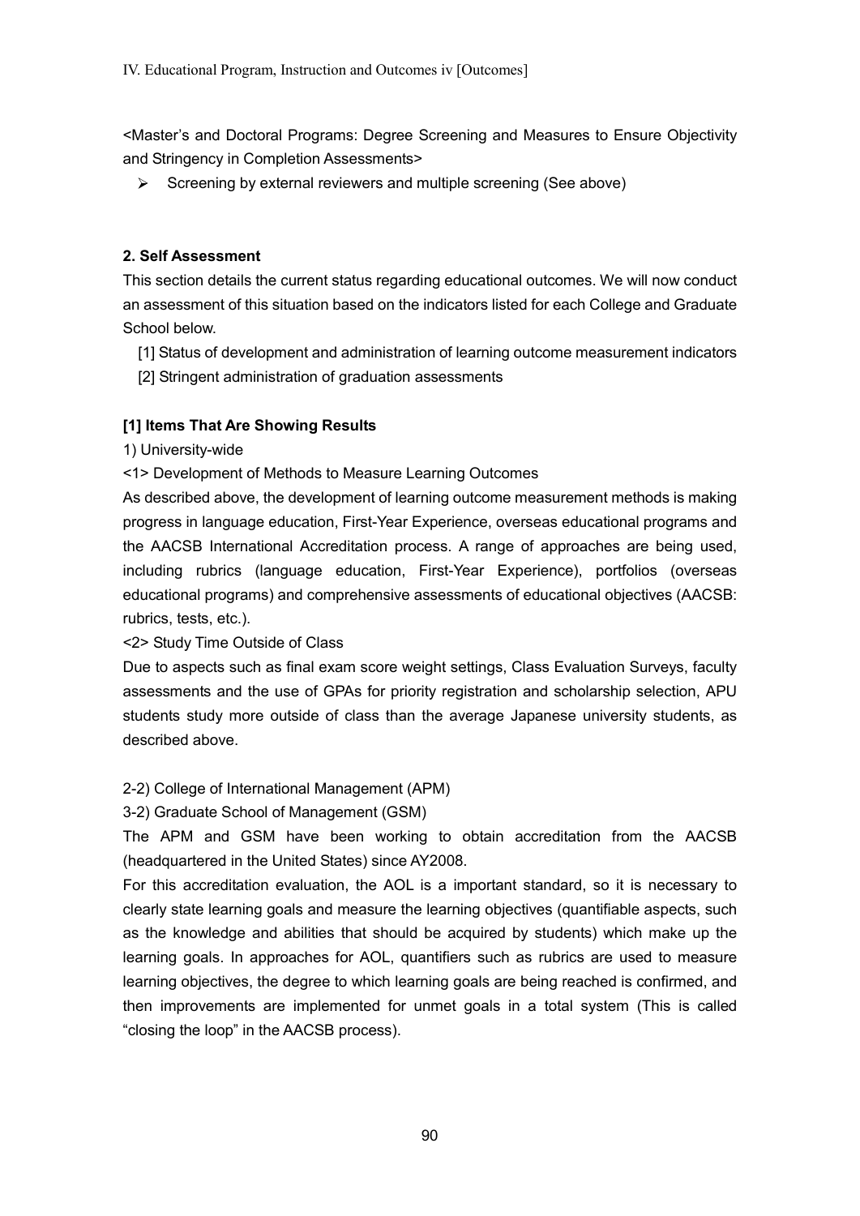<Master's and Doctoral Programs: Degree Screening and Measures to Ensure Objectivity and Stringency in Completion Assessments>

- Screening by external reviewers and multiple screening (See above)

### 2. Self Assessment

This section details the current status regarding educational outcomes. We will now conduct an assessment of this situation based on the indicators listed for each College and Graduate School below.

[1] Status of development and administration of learning outcome measurement indicators

[2] Stringent administration of graduation assessments

#### [1] Items That Are Showing Results

1) University-wide

<1> Development of Methods to Measure Learning Outcomes

As described above, the development of learning outcome measurement methods is making progress in language education, First-Year Experience, overseas educational programs and the AACSB International Accreditation process. A range of approaches are being used, including rubrics (language education, First-Year Experience), portfolios (overseas educational programs) and comprehensive assessments of educational objectives (AACSB: rubrics, tests, etc.).

<2> Study Time Outside of Class

Due to aspects such as final exam score weight settings, Class Evaluation Surveys, faculty assessments and the use of GPAs for priority registration and scholarship selection, APU students study more outside of class than the average Japanese university students, as described above.

2-2) College of International Management (APM)

3-2) Graduate School of Management (GSM)

The APM and GSM have been working to obtain accreditation from the AACSB (headquartered in the United States) since AY2008.

For this accreditation evaluation, the AOL is a important standard, so it is necessary to clearly state learning goals and measure the learning objectives (quantifiable aspects, such as the knowledge and abilities that should be acquired by students) which make up the learning goals. In approaches for AOL, quantifiers such as rubrics are used to measure learning objectives, the degree to which learning goals are being reached is confirmed, and then improvements are implemented for unmet goals in a total system (This is called "closing the loop" in the AACSB process).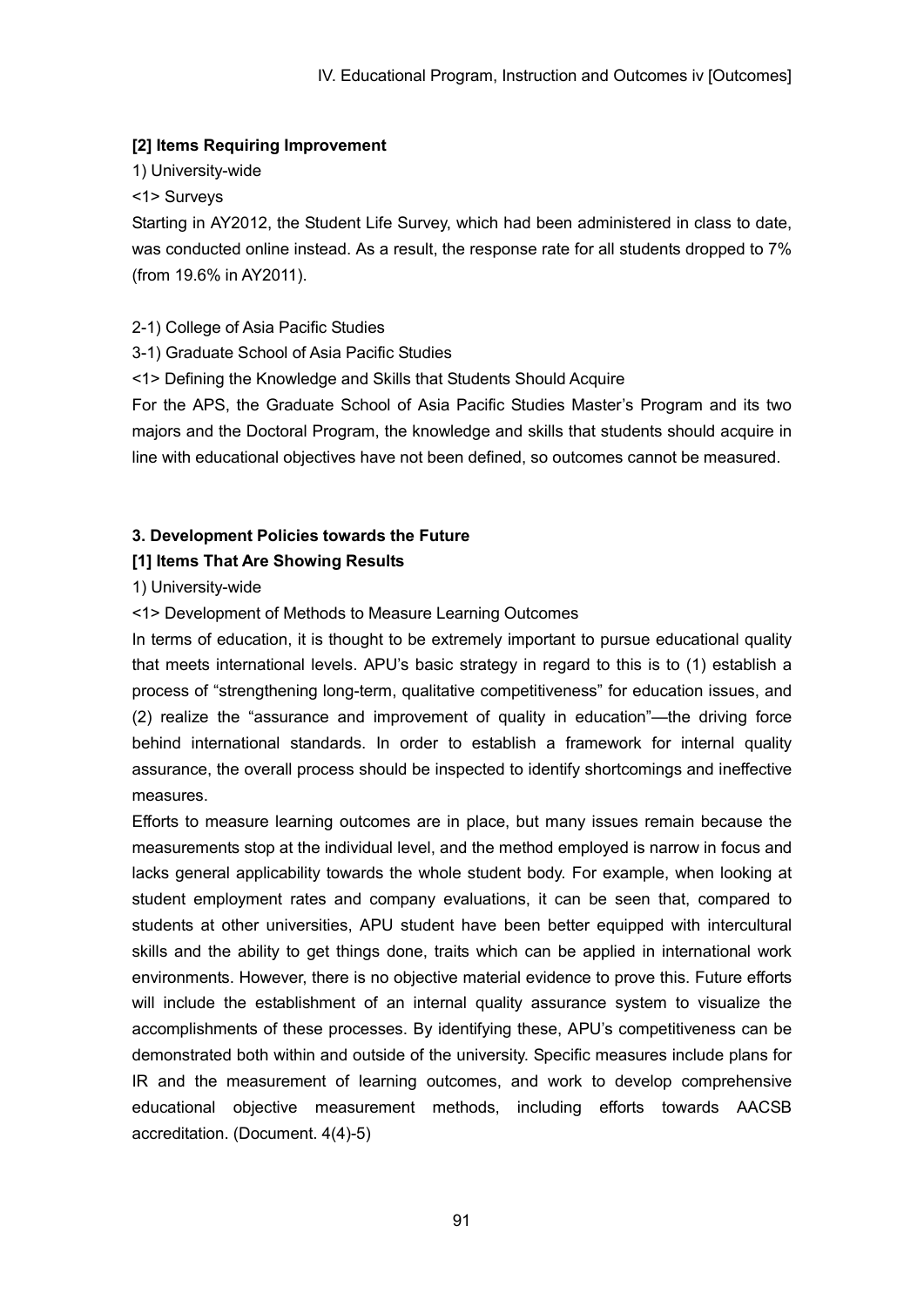### [2] Items Requiring Improvement

1) University-wide

<1> Surveys

Starting in AY2012, the Student Life Survey, which had been administered in class to date, was conducted online instead. As a result, the response rate for all students dropped to 7% (from 19.6% in AY2011).

2-1) College of Asia Pacific Studies

3-1) Graduate School of Asia Pacific Studies

<1> Defining the Knowledge and Skills that Students Should Acquire

For the APS, the Graduate School of Asia Pacific Studies Master's Program and its two majors and the Doctoral Program, the knowledge and skills that students should acquire in line with educational objectives have not been defined, so outcomes cannot be measured.

## 3. Development Policies towards the Future

### [1] Items That Are Showing Results

1) University-wide

<1> Development of Methods to Measure Learning Outcomes

In terms of education, it is thought to be extremely important to pursue educational quality that meets international levels. APU's basic strategy in regard to this is to (1) establish a process of "strengthening long-term, qualitative competitiveness" for education issues, and (2) realize the "assurance and improvement of quality in education"—the driving force behind international standards. In order to establish a framework for internal quality assurance, the overall process should be inspected to identify shortcomings and ineffective measures.

Efforts to measure learning outcomes are in place, but many issues remain because the measurements stop at the individual level, and the method employed is narrow in focus and lacks general applicability towards the whole student body. For example, when looking at student employment rates and company evaluations, it can be seen that, compared to students at other universities, APU student have been better equipped with intercultural skills and the ability to get things done, traits which can be applied in international work environments. However, there is no objective material evidence to prove this. Future efforts will include the establishment of an internal quality assurance system to visualize the accomplishments of these processes. By identifying these, APU's competitiveness can be demonstrated both within and outside of the university. Specific measures include plans for IR and the measurement of learning outcomes, and work to develop comprehensive educational objective measurement methods, including efforts towards AACSB accreditation. (Document. 4(4)-5)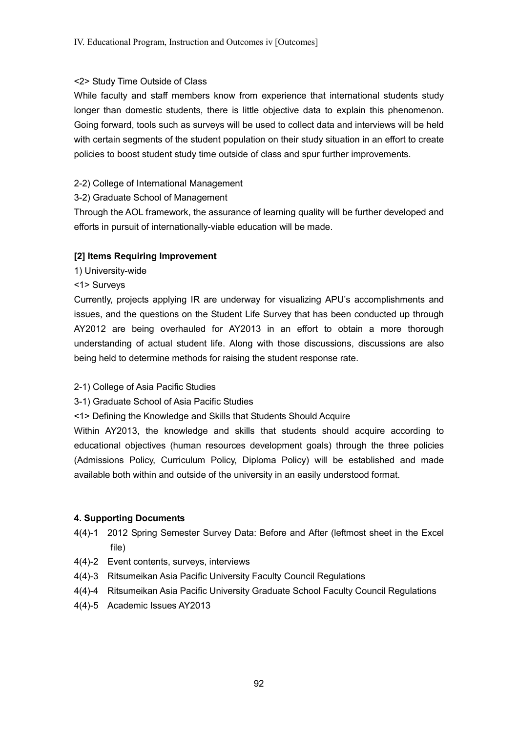<2> Study Time Outside of Class

While faculty and staff members know from experience that international students study longer than domestic students, there is little objective data to explain this phenomenon. Going forward, tools such as surveys will be used to collect data and interviews will be held with certain segments of the student population on their study situation in an effort to create policies to boost student study time outside of class and spur further improvements.

2-2) College of International Management

3-2) Graduate School of Management

Through the AOL framework, the assurance of learning quality will be further developed and efforts in pursuit of internationally-viable education will be made.

**[2] Items Requiring Improvement**

1) University-wide

<1> Surveys

Currently, projects applying IR are underway for visualizing APU's accomplishments and issues, and the questions on the Student Life Survey that has been conducted up through AY2012 are being overhauled for AY2013 in an effort to obtain a more thorough understanding of actual student life. Along with those discussions, discussions are also being held to determine methods for raising the student response rate.

2-1) College of Asia Pacific Studies

3-1) Graduate School of Asia Pacific Studies

<1> Defining the Knowledge and Skills that Students Should Acquire

Within AY2013, the knowledge and skills that students should acquire according to educational objectives (human resources development goals) through the three policies (Admissions Policy, Curriculum Policy, Diploma Policy) will be established and made available both within and outside of the university in an easily understood format.

**4. Supporting Documents**

- 4(4)-1 2012 Spring Semester Survey Data: Before and After (leftmost sheet in the Excel file)
- 4(4)-2 Event contents, surveys, interviews
- 4(4)-3 Ritsumeikan Asia Pacific University Faculty Council Regulations
- 4(4)-4 Ritsumeikan Asia Pacific University Graduate School Faculty Council Regulations
- 4(4)-5 Academic Issues AY2013